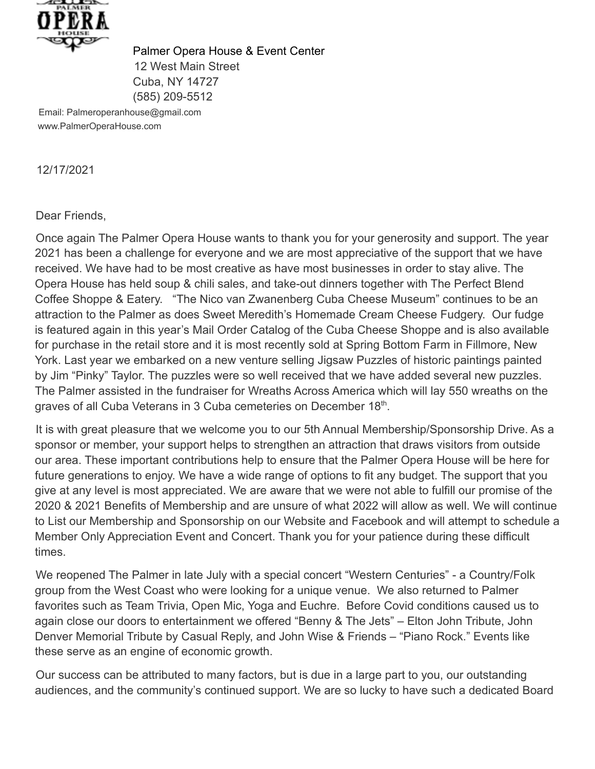Palmer Opera House & Event Center
12 West Main Street
Cuba, NY 14727
(585) 209-5512

Email: Palmeroperanhouse@gmail.com
www.PalmerOperaHouse.com

12/17/2021

Dear Friends,

Once again The Palmer Opera House wants to thank you for your generosity and support. The year 2021 has been a challenge for everyone and we are most appreciative of the support that we have received. We have had to be most creative as have most businesses in order to stay alive. The Opera House has held soup & chili sales, and take-out dinners together with The Perfect Blend Coffee Shoppe & Eatery. "The Nico van Zwanenberg Cuba Cheese Museum" continues to be an attraction to the Palmer as does Sweet Meredith's Homemade Cream Cheese Fudgery. Our fudge is featured again in this year's Mail Order Catalog of the Cuba Cheese Shoppe and is also available for purchase in the retail store and it is most recently sold at Spring Bottom Farm in Fillmore, New York. Last year we embarked on a new venture selling Jigsaw Puzzles of historic paintings painted by Jim "Pinky" Taylor. The puzzles were so well received that we have added several new puzzles. The Palmer assisted in the fundraiser for Wreaths Across America which will lay 550 wreaths on the graves of all Cuba Veterans in 3 Cuba cemeteries on December 18th.

It is with great pleasure that we welcome you to our 5th Annual Membership/Sponsorship Drive. As a sponsor or member, your support helps to strengthen an attraction that draws visitors from outside our area. These important contributions help to ensure that the Palmer Opera House will be here for future generations to enjoy. We have a wide range of options to fit any budget. The support that you give at any level is most appreciated. We are aware that we were not able to fulfill our promise of the 2020 & 2021 Benefits of Membership and are unsure of what 2022 will allow as well. We will continue to List our Membership and Sponsorship on our Website and Facebook and will attempt to schedule a Member Only Appreciation Event and Concert. Thank you for your patience during these difficult times.

We reopened The Palmer in late July with a special concert "Western Centuries" - a Country/Folk group from the West Coast who were looking for a unique venue. We also returned to Palmer favorites such as Team Trivia, Open Mic, Yoga and Euchre. Before Covid conditions caused us to again close our doors to entertainment we offered "Benny & The Jets" – Elton John Tribute, John Denver Memorial Tribute by Casual Reply, and John Wise & Friends – "Piano Rock." Events like these serve as an engine of economic growth.

Our success can be attributed to many factors, but is due in a large part to you, our outstanding audiences, and the community's continued support. We are so lucky to have such a dedicated Board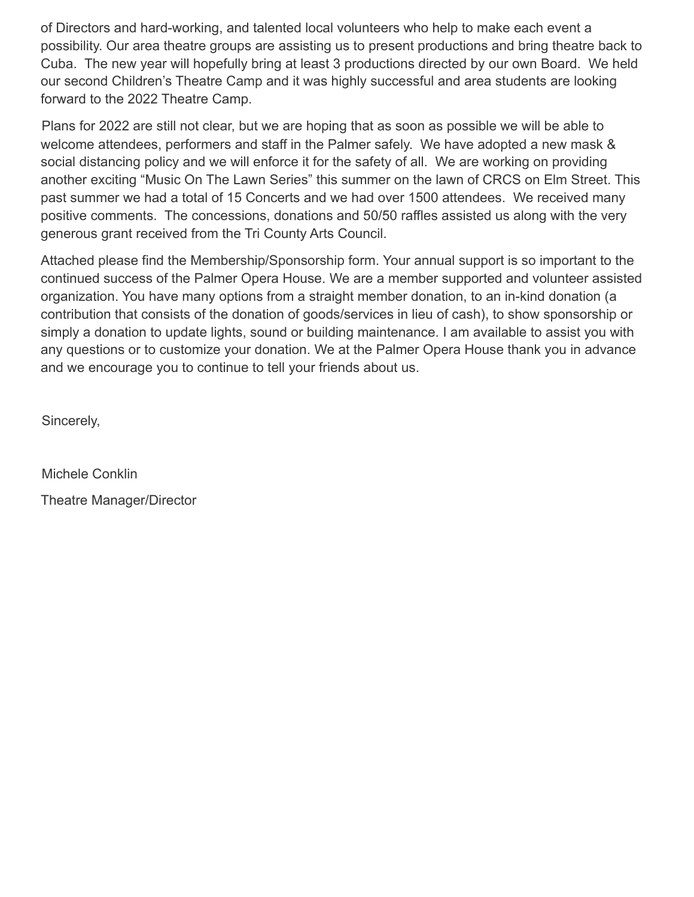of Directors and hard-working, and talented local volunteers who help to make each event a possibility. Our area theatre groups are assisting us to present productions and bring theatre back to Cuba. The new year will hopefully bring at least 3 productions directed by our own Board. We held our second Children's Theatre Camp and it was highly successful and area students are looking forward to the 2022 Theatre Camp.

Plans for 2022 are still not clear, but we are hoping that as soon as possible we will be able to welcome attendees, performers and staff in the Palmer safely. We have adopted a new mask & social distancing policy and we will enforce it for the safety of all. We are working on providing another exciting "Music On The Lawn Series" this summer on the lawn of CRCS on Elm Street. This past summer we had a total of 15 Concerts and we had over 1500 attendees. We received many positive comments. The concessions, donations and 50/50 raffles assisted us along with the very generous grant received from the Tri County Arts Council.

Attached please find the Membership/Sponsorship form. Your annual support is so important to the continued success of the Palmer Opera House. We are a member supported and volunteer assisted organization. You have many options from a straight member donation, to an in-kind donation (a contribution that consists of the donation of goods/services in lieu of cash), to show sponsorship or simply a donation to update lights, sound or building maintenance. I am available to assist you with any questions or to customize your donation. We at the Palmer Opera House thank you in advance and we encourage you to continue to tell your friends about us.

Sincerely,

Michele Conklin

Theatre Manager/Director